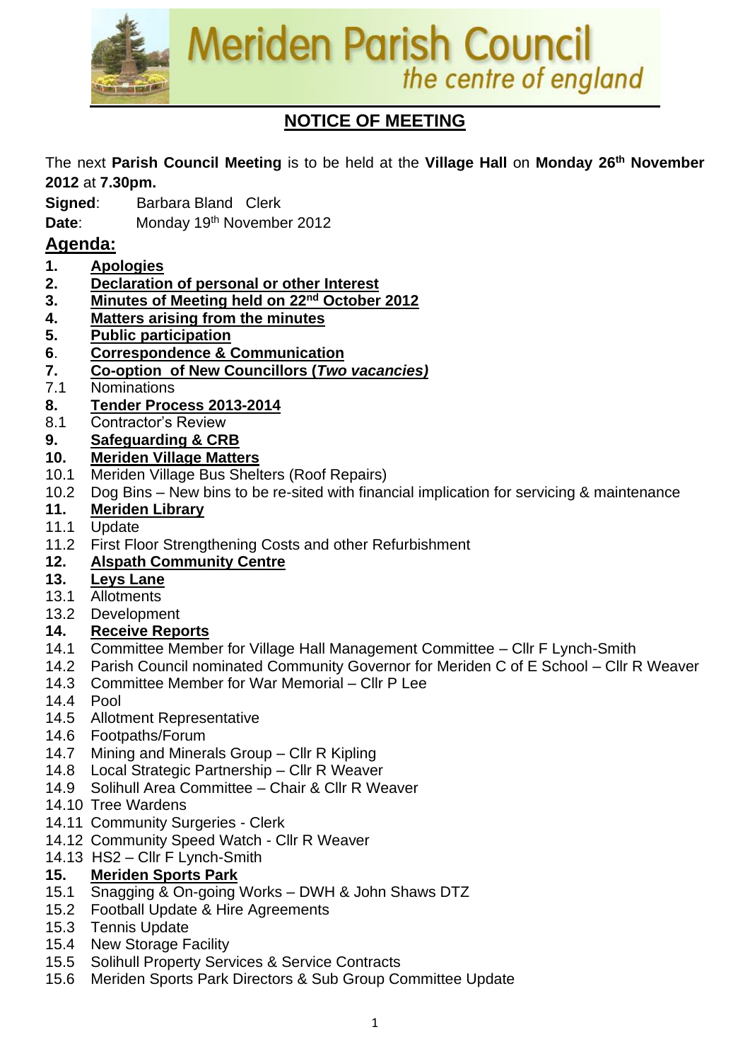# Meriden Parish Council

*the centre of england*

## NOTICE OF MEETING

The next **Parish Council Meeting** is to be held at the **Village Hall** on **Monday 26th November 2012** at **7.30pm.**

**Signed**: Barbara Bland Clerk

**Date**: Monday 19th November 2012

## Agenda:

**1. Apologies**

**2. Declaration of personal or other Interest**

**3. Minutes of Meeting held on 22nd October 2012**

**4. Matters arising from the minutes**

**5. Public participation**

**6. Correspondence & Communication**

**7. Co-option of New Councillors (*Two vacancies)***

7.1 Nominations

**8. Tender Process 2013-2014**

8.1 Contractor's Review

**9. Safeguarding & CRB**

**10. Meriden Village Matters**

10.1 Meriden Village Bus Shelters (Roof Repairs)

10.2 Dog Bins – New bins to be re-sited with financial implication for servicing & maintenance

**11. Meriden Library**

11.1 Update

11.2 First Floor Strengthening Costs and other Refurbishment

**12. Alspath Community Centre**

**13. Leys Lane**

13.1 Allotments

13.2 Development

**14. Receive Reports**

14.1 Committee Member for Village Hall Management Committee – Cllr F Lynch-Smith

14.2 Parish Council nominated Community Governor for Meriden C of E School – Cllr R Weaver

14.3 Committee Member for War Memorial – Cllr P Lee

14.4 Pool

14.5 Allotment Representative

14.6 Footpaths/Forum

14.7 Mining and Minerals Group – Cllr R Kipling

14.8 Local Strategic Partnership – Cllr R Weaver

14.9 Solihull Area Committee – Chair & Cllr R Weaver

14.10 Tree Wardens

14.11 Community Surgeries - Clerk

14.12 Community Speed Watch - Cllr R Weaver

14.13 HS2 – Cllr F Lynch-Smith

**15. Meriden Sports Park**

15.1 Snagging & On-going Works – DWH & John Shaws DTZ

15.2 Football Update & Hire Agreements

15.3 Tennis Update

15.4 New Storage Facility

15.5 Solihull Property Services & Service Contracts

15.6 Meriden Sports Park Directors & Sub Group Committee Update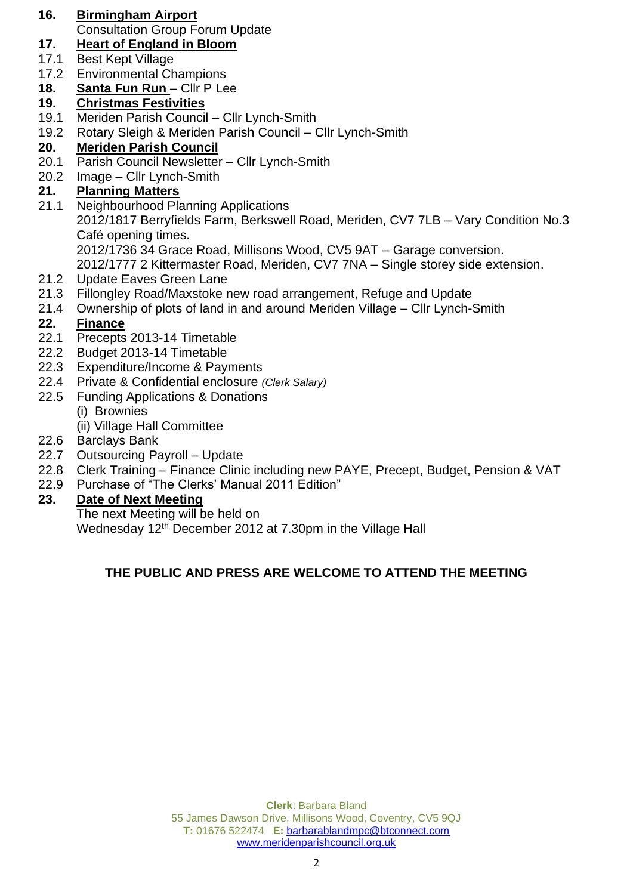**16. Birmingham Airport**

Consultation Group Forum Update

**17. Heart of England in Bloom**

17.1 Best Kept Village

17.2 Environmental Champions

**18. Santa Fun Run** – Cllr P Lee

**19. Christmas Festivities**

19.1 Meriden Parish Council – Cllr Lynch-Smith

19.2 Rotary Sleigh & Meriden Parish Council – Cllr Lynch-Smith

**20. Meriden Parish Council**

20.1 Parish Council Newsletter – Cllr Lynch-Smith

20.2 Image – Cllr Lynch-Smith

**21. Planning Matters**

21.1 Neighbourhood Planning Applications

2012/1817 Berryfields Farm, Berkswell Road, Meriden, CV7 7LB – Vary Condition No.3 Café opening times.

2012/1736 34 Grace Road, Millisons Wood, CV5 9AT – Garage conversion.

2012/1777 2 Kittermaster Road, Meriden, CV7 7NA – Single storey side extension.

21.2 Update Eaves Green Lane

21.3 Fillongley Road/Maxstoke new road arrangement, Refuge and Update

21.4 Ownership of plots of land in and around Meriden Village – Cllr Lynch-Smith

**22. Finance**

22.1 Precepts 2013-14 Timetable

22.2 Budget 2013-14 Timetable

22.3 Expenditure/Income & Payments

22.4 Private & Confidential enclosure *(Clerk Salary)*

22.5 Funding Applications & Donations

(i) Brownies

(ii) Village Hall Committee

22.6 Barclays Bank

22.7 Outsourcing Payroll – Update

22.8 Clerk Training – Finance Clinic including new PAYE, Precept, Budget, Pension & VAT

22.9 Purchase of "The Clerks' Manual 2011 Edition"

**23. Date of Next Meeting**

The next Meeting will be held on

Wednesday 12th December 2012 at 7.30pm in the Village Hall

**THE PUBLIC AND PRESS ARE WELCOME TO ATTEND THE MEETING**

**Clerk**: Barbara Bland

55 James Dawson Drive, Millisons Wood, Coventry, CV5 9QJ

**T:** 01676 522474 **E:** barbarablandmpc@btconnect.com

www.meridenparishcouncil.org.uk